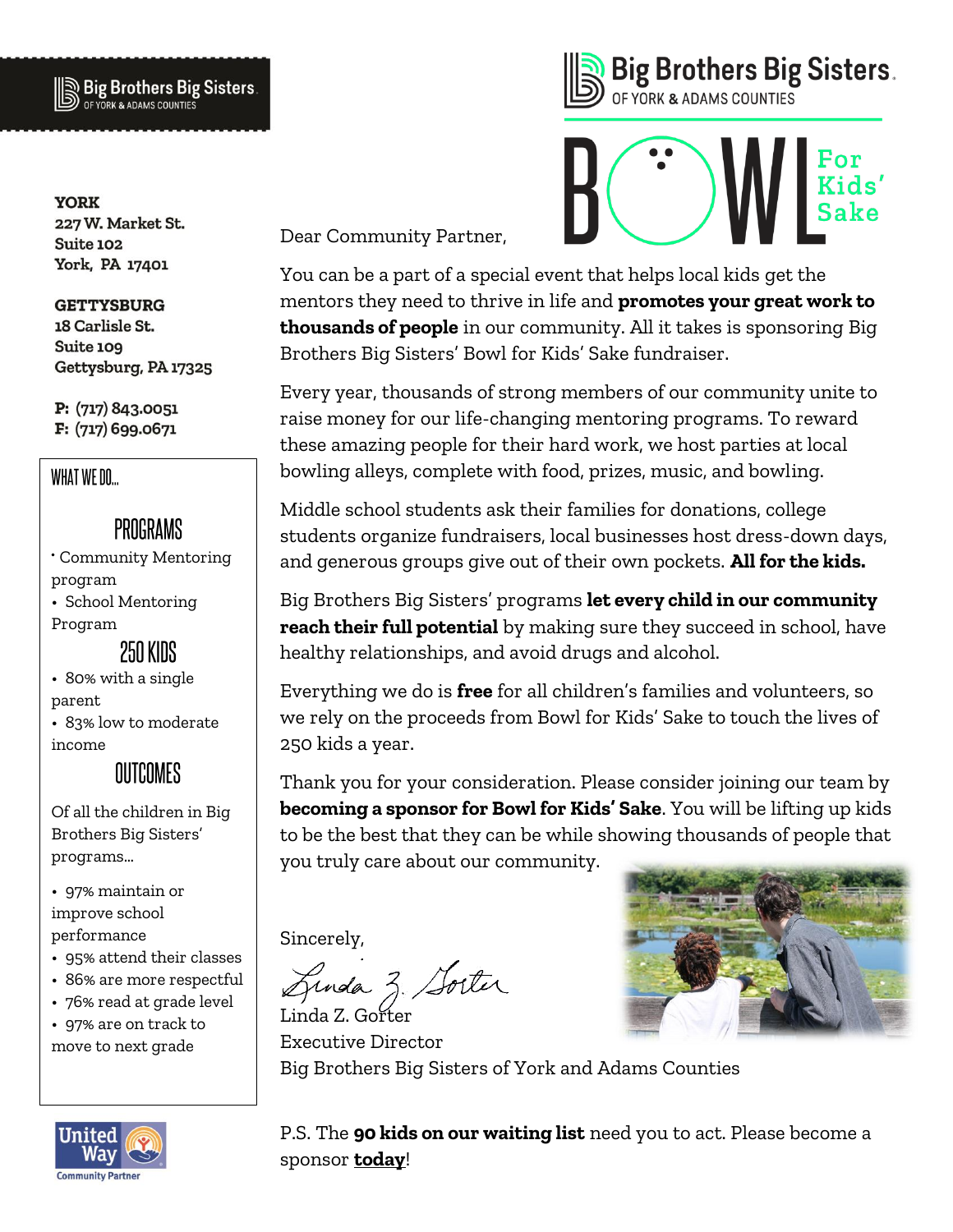Big Brothers Big Sisters OF YORK & ADAMS COUNTIES

**YORK**
**227 W. Market St.**
**Suite 102**
**York, PA 17401**

**GETTYSBURG**
**18 Carlisle St.**
**Suite 109**
**Gettysburg, PA 17325**

**P: (717) 843.0051**
**F: (717) 699.0671**

WHAT WE DO...

## PROGRAMS

- Community Mentoring program
- School Mentoring Program

## 250 KIDS

- 80% with a single parent
- 83% low to moderate income

## OUTCOMES

Of all the children in Big Brothers Big Sisters' programs...

- 97% maintain or improve school performance
- 95% attend their classes
- 86% are more respectful
- 76% read at grade level
- 97% are on track to move to next grade

United Way Community Partner

# Big Brothers Big Sisters. OF YORK & ADAMS COUNTIES

# BOWL For Kids' Sake

Dear Community Partner,

You can be a part of a special event that helps local kids get the mentors they need to thrive in life and **promotes your great work to thousands of people** in our community. All it takes is sponsoring Big Brothers Big Sisters' Bowl for Kids' Sake fundraiser.

Every year, thousands of strong members of our community unite to raise money for our life-changing mentoring programs. To reward these amazing people for their hard work, we host parties at local bowling alleys, complete with food, prizes, music, and bowling.

Middle school students ask their families for donations, college students organize fundraisers, local businesses host dress-down days, and generous groups give out of their own pockets. **All for the kids.**

Big Brothers Big Sisters' programs **let every child in our community reach their full potential** by making sure they succeed in school, have healthy relationships, and avoid drugs and alcohol.

Everything we do is **free** for all children's families and volunteers, so we rely on the proceeds from Bowl for Kids' Sake to touch the lives of 250 kids a year.

Thank you for your consideration. Please consider joining our team by **becoming a sponsor for Bowl for Kids' Sake**. You will be lifting up kids to be the best that they can be while showing thousands of people that you truly care about our community.

Sincerely,

Linda Z. Gorter
Executive Director
Big Brothers Big Sisters of York and Adams Counties

P.S. The **90 kids on our waiting list** need you to act. Please become a sponsor **today**!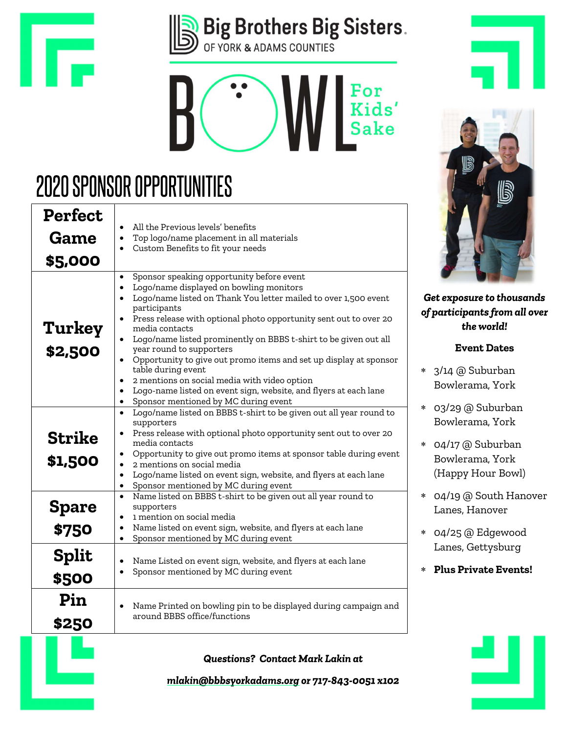# Big Brothers Big Sisters

OF YORK & ADAMS COUNTIES

# BOWL For Kids' Sake

## 2020 SPONSOR OPPORTUNITIES

| Level | Benefits |
|---|---|
| **Perfect Game $5,000** | • All the Previous levels' benefits<br>• Top logo/name placement in all materials<br>• Custom Benefits to fit your needs |
| **Turkey $2,500** | • Sponsor speaking opportunity before event<br>• Logo/name displayed on bowling monitors<br>• Logo/name listed on Thank You letter mailed to over 1,500 event participants<br>• Press release with optional photo opportunity sent out to over 20 media contacts<br>• Logo/name listed prominently on BBBS t-shirt to be given out all year round to supporters<br>• Opportunity to give out promo items and set up display at sponsor table during event<br>• 2 mentions on social media with video option<br>• Logo-name listed on event sign, website, and flyers at each lane<br>• Sponsor mentioned by MC during event |
| **Strike $1,500** | • Logo/name listed on BBBS t-shirt to be given out all year round to supporters<br>• Press release with optional photo opportunity sent out to over 20 media contacts<br>• Opportunity to give out promo items at sponsor table during event<br>• 2 mentions on social media<br>• Logo/name listed on event sign, website, and flyers at each lane<br>• Sponsor mentioned by MC during event |
| **Spare $750** | • Name listed on BBBS t-shirt to be given out all year round to supporters<br>• 1 mention on social media<br>• Name listed on event sign, website, and flyers at each lane<br>• Sponsor mentioned by MC during event |
| **Split $500** | • Name Listed on event sign, website, and flyers at each lane<br>• Sponsor mentioned by MC during event |
| **Pin $250** | • Name Printed on bowling pin to be displayed during campaign and around BBBS office/functions |

***Get exposure to thousands of participants from all over the world!***

**Event Dates**

* 3/14 @ Suburban Bowlerama, York
* 03/29 @ Suburban Bowlerama, York
* 04/17 @ Suburban Bowlerama, York (Happy Hour Bowl)
* 04/19 @ South Hanover Lanes, Hanover
* 04/25 @ Edgewood Lanes, Gettysburg
* **Plus Private Events!**

***Questions? Contact Mark Lakin at***

***mlakin@bbbsyorkadams.org or 717-843-0051 x102***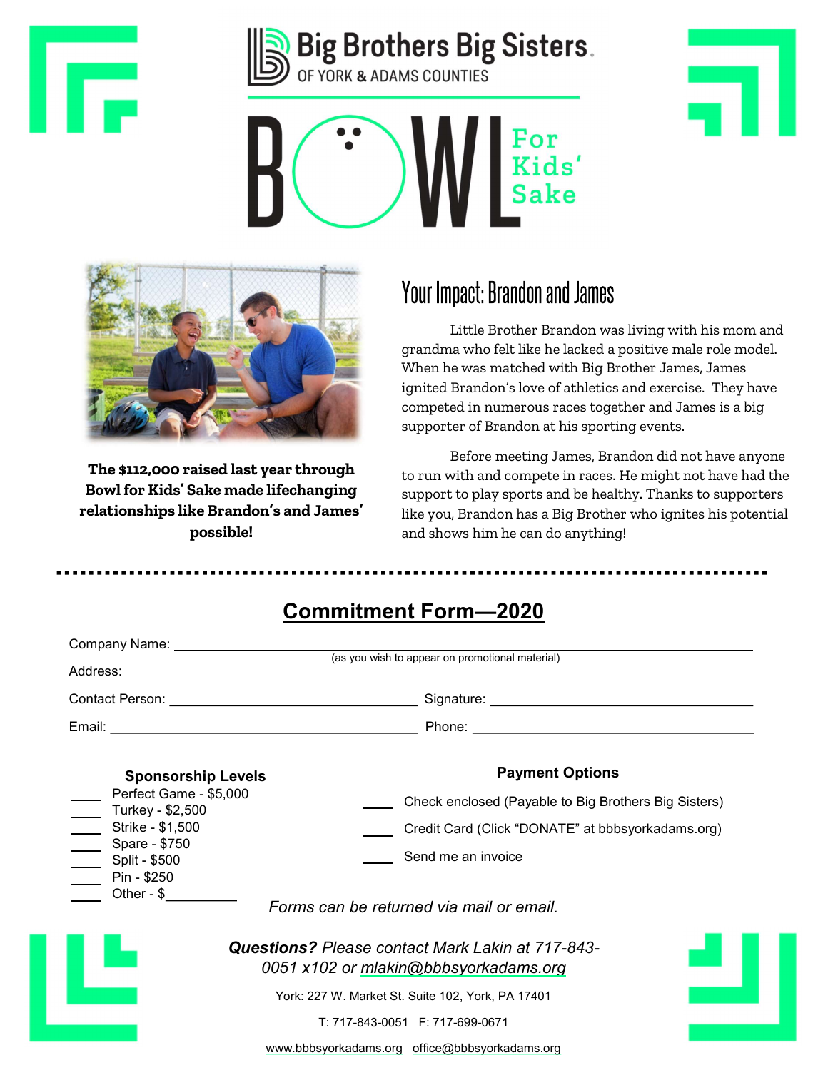# Big Brothers Big Sisters.

OF YORK & ADAMS COUNTIES

# BOWL For Kids' Sake

**The $112,000 raised last year through Bowl for Kids' Sake made lifechanging relationships like Brandon's and James' possible!**

## Your Impact: Brandon and James

Little Brother Brandon was living with his mom and grandma who felt like he lacked a positive male role model. When he was matched with Big Brother James, James ignited Brandon's love of athletics and exercise. They have competed in numerous races together and James is a big supporter of Brandon at his sporting events.

Before meeting James, Brandon did not have anyone to run with and compete in races. He might not have had the support to play sports and be healthy. Thanks to supporters like you, Brandon has a Big Brother who ignites his potential and shows him he can do anything!

---

## Commitment Form—2020

Company Name: ______________________________________________
(as you wish to appear on promotional material)

Address: ______________________________________________

Contact Person: ______________________ Signature: ______________________

Email: ______________________ Phone: ______________________

**Sponsorship Levels**

____ Perfect Game - $5,000
____ Turkey - $2,500
____ Strike - $1,500
____ Spare - $750
____ Split - $500
____ Pin - $250
____ Other - $__________

**Payment Options**

____ Check enclosed (Payable to Big Brothers Big Sisters)
____ Credit Card (Click "DONATE" at bbbsyorkadams.org)
____ Send me an invoice

*Forms can be returned via mail or email.*

***Questions?*** *Please contact Mark Lakin at 717-843-0051 x102 or mlakin@bbbsyorkadams.org*

York: 227 W. Market St. Suite 102, York, PA 17401

T: 717-843-0051 F: 717-699-0671

www.bbbsyorkadams.org office@bbbsyorkadams.org